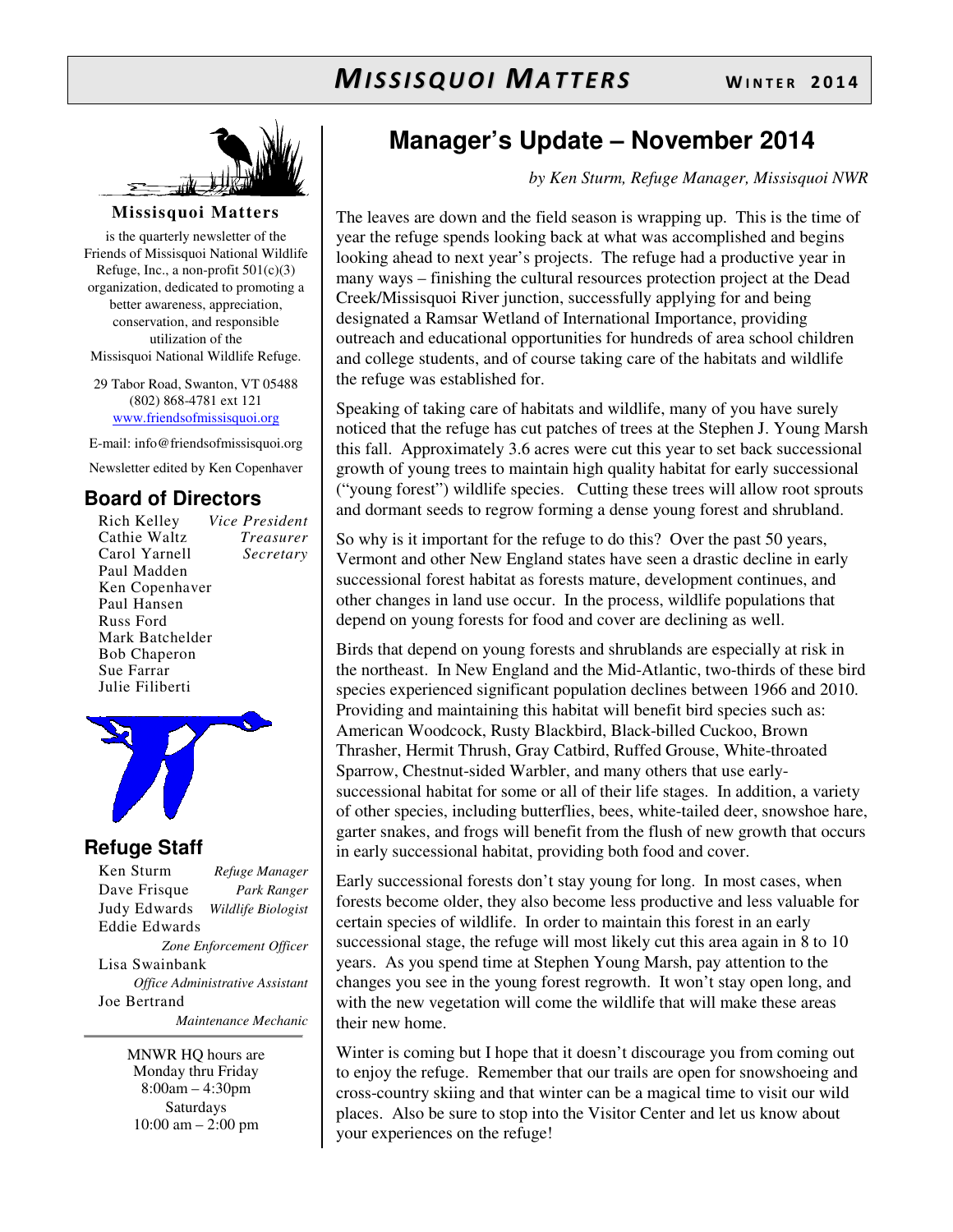# MISSISQUOI MATTERS

WINTER 2014

**Missisquoi Matters**

is the quarterly newsletter of the Friends of Missisquoi National Wildlife Refuge, Inc., a non-profit 501(c)(3) organization, dedicated to promoting a better awareness, appreciation, conservation, and responsible utilization of the Missisquoi National Wildlife Refuge.

29 Tabor Road, Swanton, VT 05488
(802) 868-4781 ext 121
www.friendsofmissisquoi.org

E-mail: info@friendsofmissisquoi.org

Newsletter edited by Ken Copenhaver

## Board of Directors

Rich Kelley — *Vice President*
Cathie Waltz — *Treasurer*
Carol Yarnell — *Secretary*
Paul Madden
Ken Copenhaver
Paul Hansen
Russ Ford
Mark Batchelder
Bob Chaperon
Sue Farrar
Julie Filiberti

## Refuge Staff

Ken Sturm — *Refuge Manager*
Dave Frisque — *Park Ranger*
Judy Edwards — *Wildlife Biologist*
Eddie Edwards — *Zone Enforcement Officer*
Lisa Swainbank — *Office Administrative Assistant*
Joe Bertrand — *Maintenance Mechanic*

MNWR HQ hours are
Monday thru Friday
8:00am – 4:30pm
Saturdays
10:00 am – 2:00 pm

# Manager's Update – November 2014

*by Ken Sturm, Refuge Manager, Missisquoi NWR*

The leaves are down and the field season is wrapping up. This is the time of year the refuge spends looking back at what was accomplished and begins looking ahead to next year's projects. The refuge had a productive year in many ways – finishing the cultural resources protection project at the Dead Creek/Missisquoi River junction, successfully applying for and being designated a Ramsar Wetland of International Importance, providing outreach and educational opportunities for hundreds of area school children and college students, and of course taking care of the habitats and wildlife the refuge was established for.

Speaking of taking care of habitats and wildlife, many of you have surely noticed that the refuge has cut patches of trees at the Stephen J. Young Marsh this fall. Approximately 3.6 acres were cut this year to set back successional growth of young trees to maintain high quality habitat for early successional ("young forest") wildlife species. Cutting these trees will allow root sprouts and dormant seeds to regrow forming a dense young forest and shrubland.

So why is it important for the refuge to do this? Over the past 50 years, Vermont and other New England states have seen a drastic decline in early successional forest habitat as forests mature, development continues, and other changes in land use occur. In the process, wildlife populations that depend on young forests for food and cover are declining as well.

Birds that depend on young forests and shrublands are especially at risk in the northeast. In New England and the Mid-Atlantic, two-thirds of these bird species experienced significant population declines between 1966 and 2010. Providing and maintaining this habitat will benefit bird species such as: American Woodcock, Rusty Blackbird, Black-billed Cuckoo, Brown Thrasher, Hermit Thrush, Gray Catbird, Ruffed Grouse, White-throated Sparrow, Chestnut-sided Warbler, and many others that use early-successional habitat for some or all of their life stages. In addition, a variety of other species, including butterflies, bees, white-tailed deer, snowshoe hare, garter snakes, and frogs will benefit from the flush of new growth that occurs in early successional habitat, providing both food and cover.

Early successional forests don't stay young for long. In most cases, when forests become older, they also become less productive and less valuable for certain species of wildlife. In order to maintain this forest in an early successional stage, the refuge will most likely cut this area again in 8 to 10 years. As you spend time at Stephen Young Marsh, pay attention to the changes you see in the young forest regrowth. It won't stay open long, and with the new vegetation will come the wildlife that will make these areas their new home.

Winter is coming but I hope that it doesn't discourage you from coming out to enjoy the refuge. Remember that our trails are open for snowshoeing and cross-country skiing and that winter can be a magical time to visit our wild places. Also be sure to stop into the Visitor Center and let us know about your experiences on the refuge!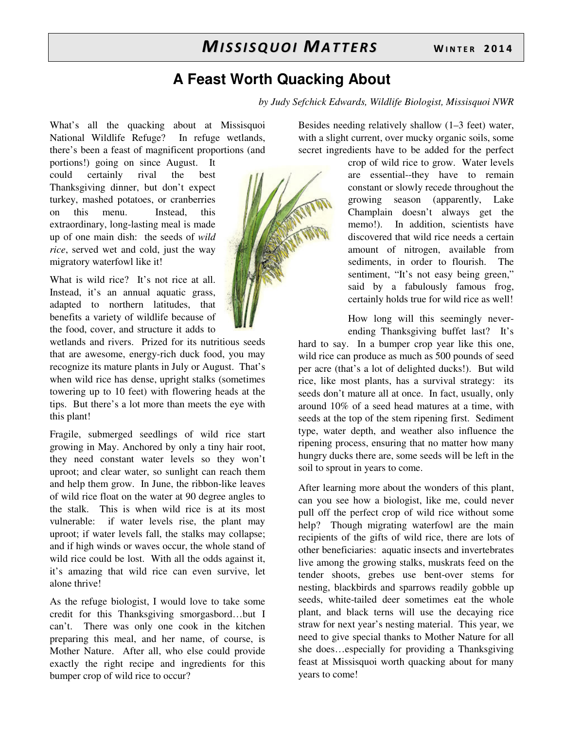# A Feast Worth Quacking About

*by Judy Sefchick Edwards, Wildlife Biologist, Missisquoi NWR*

What's all the quacking about at Missisquoi National Wildlife Refuge? In refuge wetlands, there's been a feast of magnificent proportions (and portions!) going on since August. It could certainly rival the best Thanksgiving dinner, but don't expect turkey, mashed potatoes, or cranberries on this menu. Instead, this extraordinary, long-lasting meal is made up of one main dish: the seeds of *wild rice*, served wet and cold, just the way migratory waterfowl like it!

What is wild rice? It's not rice at all. Instead, it's an annual aquatic grass, adapted to northern latitudes, that benefits a variety of wildlife because of the food, cover, and structure it adds to wetlands and rivers. Prized for its nutritious seeds that are awesome, energy-rich duck food, you may recognize its mature plants in July or August. That's when wild rice has dense, upright stalks (sometimes towering up to 10 feet) with flowering heads at the tips. But there's a lot more than meets the eye with this plant!

Fragile, submerged seedlings of wild rice start growing in May. Anchored by only a tiny hair root, they need constant water levels so they won't uproot; and clear water, so sunlight can reach them and help them grow. In June, the ribbon-like leaves of wild rice float on the water at 90 degree angles to the stalk. This is when wild rice is at its most vulnerable: if water levels rise, the plant may uproot; if water levels fall, the stalks may collapse; and if high winds or waves occur, the whole stand of wild rice could be lost. With all the odds against it, it's amazing that wild rice can even survive, let alone thrive!

As the refuge biologist, I would love to take some credit for this Thanksgiving smorgasbord…but I can't. There was only one cook in the kitchen preparing this meal, and her name, of course, is Mother Nature. After all, who else could provide exactly the right recipe and ingredients for this bumper crop of wild rice to occur?

Besides needing relatively shallow (1–3 feet) water, with a slight current, over mucky organic soils, some secret ingredients have to be added for the perfect crop of wild rice to grow. Water levels are essential--they have to remain constant or slowly recede throughout the growing season (apparently, Lake Champlain doesn't always get the memo!). In addition, scientists have discovered that wild rice needs a certain amount of nitrogen, available from sediments, in order to flourish. The sentiment, "It's not easy being green," said by a fabulously famous frog, certainly holds true for wild rice as well!

How long will this seemingly never-ending Thanksgiving buffet last? It's hard to say. In a bumper crop year like this one, wild rice can produce as much as 500 pounds of seed per acre (that's a lot of delighted ducks!). But wild rice, like most plants, has a survival strategy: its seeds don't mature all at once. In fact, usually, only around 10% of a seed head matures at a time, with seeds at the top of the stem ripening first. Sediment type, water depth, and weather also influence the ripening process, ensuring that no matter how many hungry ducks there are, some seeds will be left in the soil to sprout in years to come.

After learning more about the wonders of this plant, can you see how a biologist, like me, could never pull off the perfect crop of wild rice without some help? Though migrating waterfowl are the main recipients of the gifts of wild rice, there are lots of other beneficiaries: aquatic insects and invertebrates live among the growing stalks, muskrats feed on the tender shoots, grebes use bent-over stems for nesting, blackbirds and sparrows readily gobble up seeds, white-tailed deer sometimes eat the whole plant, and black terns will use the decaying rice straw for next year's nesting material. This year, we need to give special thanks to Mother Nature for all she does…especially for providing a Thanksgiving feast at Missisquoi worth quacking about for many years to come!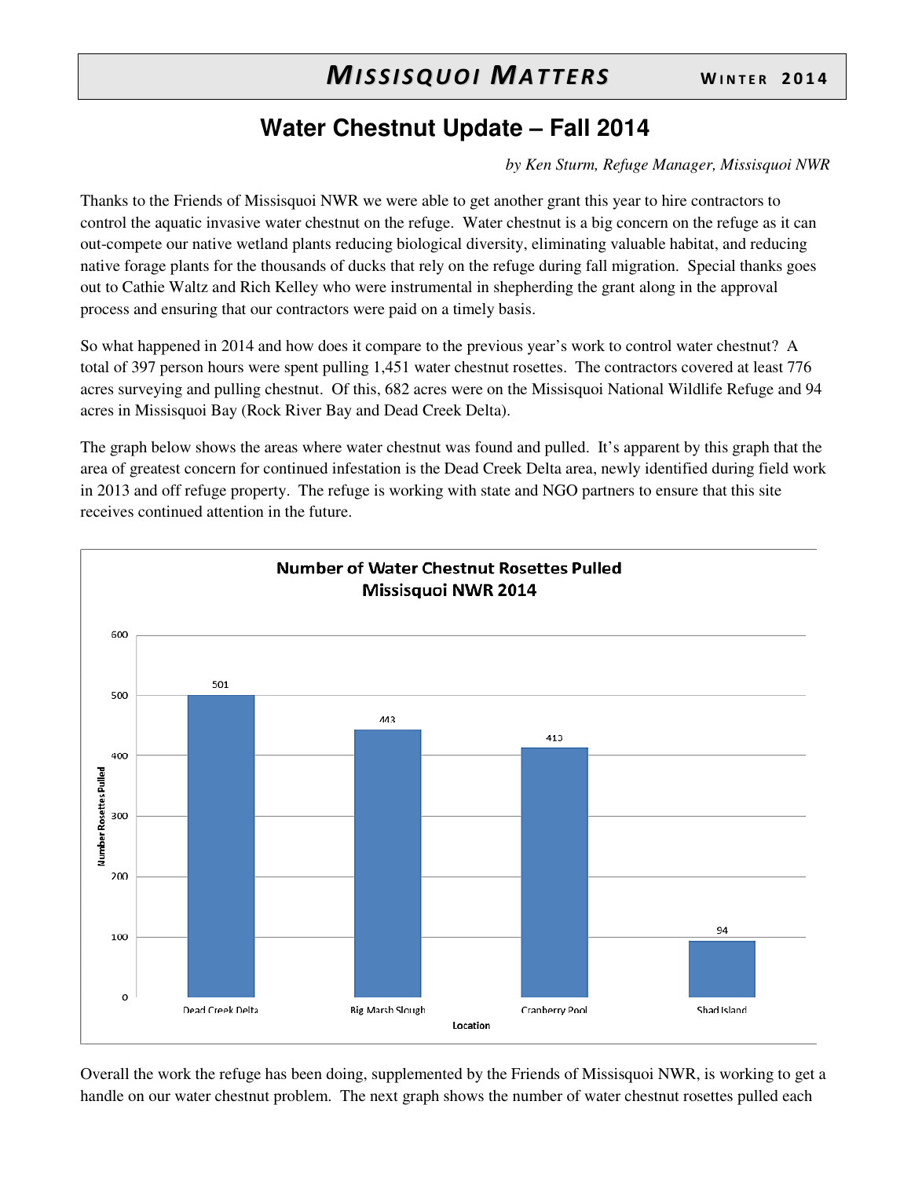# Water Chestnut Update – Fall 2014

*by Ken Sturm, Refuge Manager, Missisquoi NWR*

Thanks to the Friends of Missisquoi NWR we were able to get another grant this year to hire contractors to control the aquatic invasive water chestnut on the refuge. Water chestnut is a big concern on the refuge as it can out-compete our native wetland plants reducing biological diversity, eliminating valuable habitat, and reducing native forage plants for the thousands of ducks that rely on the refuge during fall migration. Special thanks goes out to Cathie Waltz and Rich Kelley who were instrumental in shepherding the grant along in the approval process and ensuring that our contractors were paid on a timely basis.

So what happened in 2014 and how does it compare to the previous year's work to control water chestnut? A total of 397 person hours were spent pulling 1,451 water chestnut rosettes. The contractors covered at least 776 acres surveying and pulling chestnut. Of this, 682 acres were on the Missisquoi National Wildlife Refuge and 94 acres in Missisquoi Bay (Rock River Bay and Dead Creek Delta).

The graph below shows the areas where water chestnut was found and pulled. It's apparent by this graph that the area of greatest concern for continued infestation is the Dead Creek Delta area, newly identified during field work in 2013 and off refuge property. The refuge is working with state and NGO partners to ensure that this site receives continued attention in the future.

**Number of Water Chestnut Rosettes Pulled**
**Missisquoi NWR 2014**

| Location | Number Rosettes Pulled |
| --- | --- |
| Dead Creek Delta | 501 |
| Big Marsh Slough | 443 |
| Cranberry Pool | 413 |
| Shad Island | 94 |

Overall the work the refuge has been doing, supplemented by the Friends of Missisquoi NWR, is working to get a handle on our water chestnut problem. The next graph shows the number of water chestnut rosettes pulled each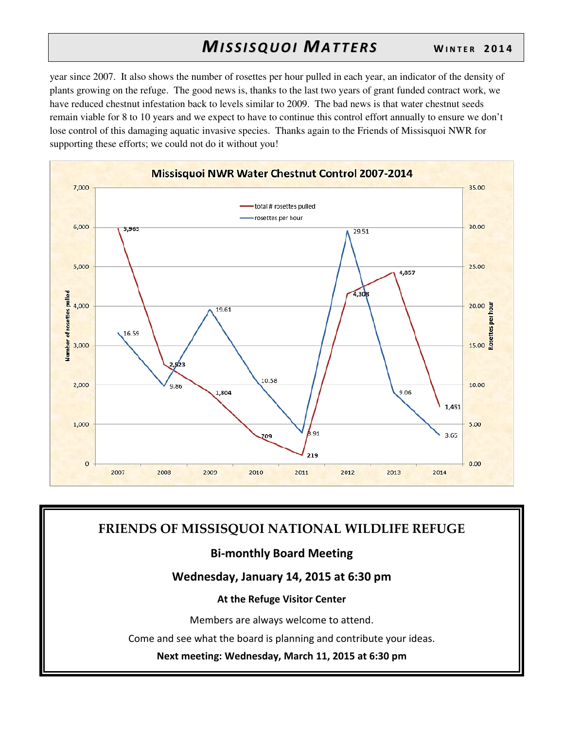year since 2007. It also shows the number of rosettes per hour pulled in each year, an indicator of the density of plants growing on the refuge. The good news is, thanks to the last two years of grant funded contract work, we have reduced chestnut infestation back to levels similar to 2009. The bad news is that water chestnut seeds remain viable for 8 to 10 years and we expect to have to continue this control effort annually to ensure we don't lose control of this damaging aquatic invasive species. Thanks again to the Friends of Missisquoi NWR for supporting these efforts; we could not do it without you!

**Missisquoi NWR Water Chestnut Control 2007-2014**

| Year | total # rosettes pulled | rosettes per hour |
|---|---|---|
| 2007 | 5,969 | 16.59 |
| 2008 | 2,523 | 9.86 |
| 2009 | 1,804 | 19.61 |
| 2010 | 709 | 10.58 |
| 2011 | 219 | 3.91 |
| 2012 | 4,308 | 29.51 |
| 2013 | 4,857 | 9.06 |
| 2014 | 1,451 | 3.65 |

## FRIENDS OF MISSISQUOI NATIONAL WILDLIFE REFUGE

### Bi-monthly Board Meeting

### Wednesday, January 14, 2015 at 6:30 pm

**At the Refuge Visitor Center**

Members are always welcome to attend.

Come and see what the board is planning and contribute your ideas.

**Next meeting: Wednesday, March 11, 2015 at 6:30 pm**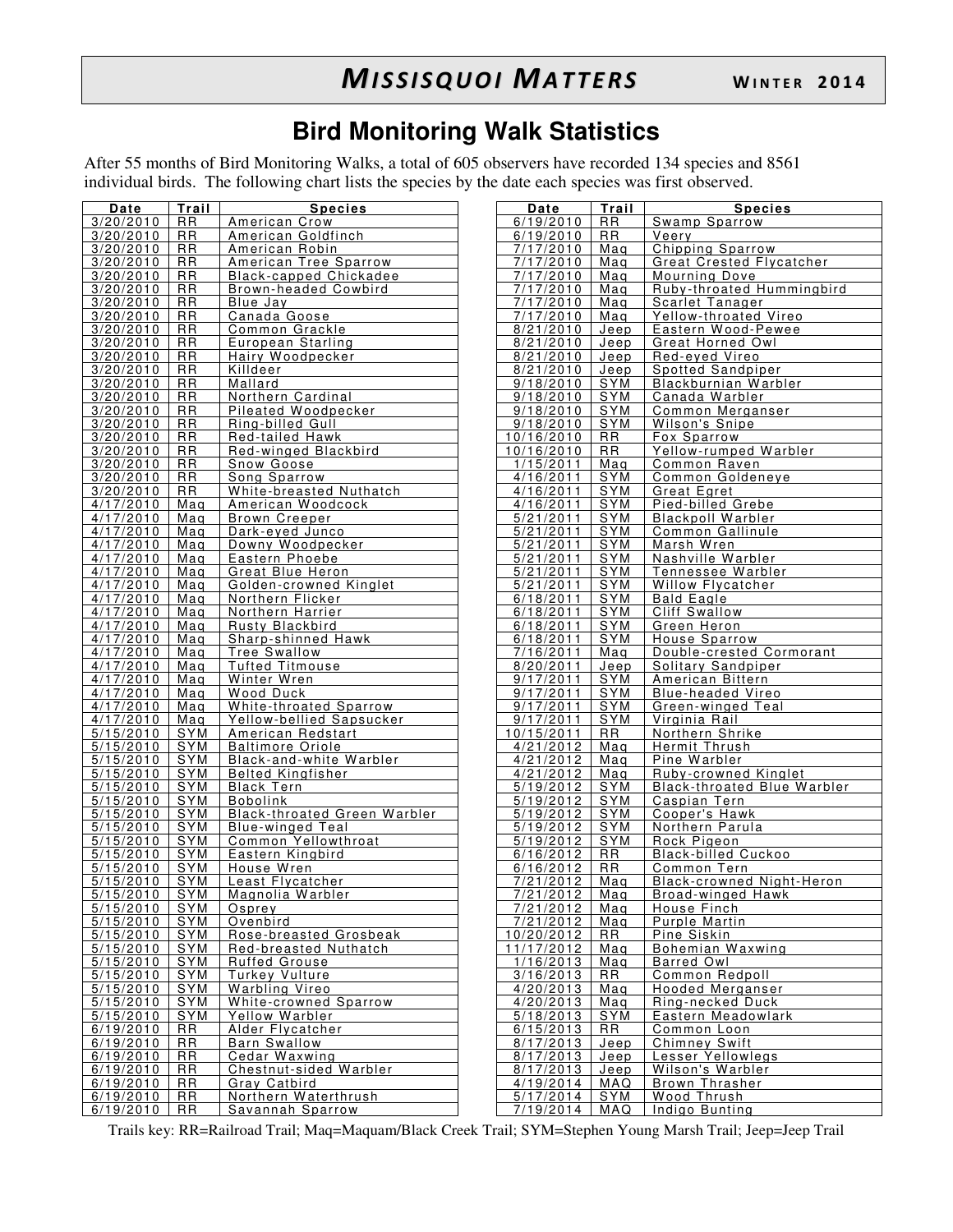## Bird Monitoring Walk Statistics

After 55 months of Bird Monitoring Walks, a total of 605 observers have recorded 134 species and 8561 individual birds. The following chart lists the species by the date each species was first observed.

| Date | Trail | Species |
|---|---|---|
| 3/20/2010 | RR | American Crow |
| 3/20/2010 | RR | American Goldfinch |
| 3/20/2010 | RR | American Robin |
| 3/20/2010 | RR | American Tree Sparrow |
| 3/20/2010 | RR | Black-capped Chickadee |
| 3/20/2010 | RR | Brown-headed Cowbird |
| 3/20/2010 | RR | Blue Jay |
| 3/20/2010 | RR | Canada Goose |
| 3/20/2010 | RR | Common Grackle |
| 3/20/2010 | RR | European Starling |
| 3/20/2010 | RR | Hairy Woodpecker |
| 3/20/2010 | RR | Killdeer |
| 3/20/2010 | RR | Mallard |
| 3/20/2010 | RR | Northern Cardinal |
| 3/20/2010 | RR | Pileated Woodpecker |
| 3/20/2010 | RR | Ring-billed Gull |
| 3/20/2010 | RR | Red-tailed Hawk |
| 3/20/2010 | RR | Red-winged Blackbird |
| 3/20/2010 | RR | Snow Goose |
| 3/20/2010 | RR | Song Sparrow |
| 3/20/2010 | RR | White-breasted Nuthatch |
| 4/17/2010 | Maq | American Woodcock |
| 4/17/2010 | Maq | Brown Creeper |
| 4/17/2010 | Maq | Dark-eyed Junco |
| 4/17/2010 | Maq | Downy Woodpecker |
| 4/17/2010 | Maq | Eastern Phoebe |
| 4/17/2010 | Maq | Great Blue Heron |
| 4/17/2010 | Maq | Golden-crowned Kinglet |
| 4/17/2010 | Maq | Northern Flicker |
| 4/17/2010 | Maq | Northern Harrier |
| 4/17/2010 | Maq | Rusty Blackbird |
| 4/17/2010 | Maq | Sharp-shinned Hawk |
| 4/17/2010 | Maq | Tree Swallow |
| 4/17/2010 | Maq | Tufted Titmouse |
| 4/17/2010 | Maq | Winter Wren |
| 4/17/2010 | Maq | Wood Duck |
| 4/17/2010 | Maq | White-throated Sparrow |
| 4/17/2010 | Maq | Yellow-bellied Sapsucker |
| 5/15/2010 | SYM | American Redstart |
| 5/15/2010 | SYM | Baltimore Oriole |
| 5/15/2010 | SYM | Black-and-white Warbler |
| 5/15/2010 | SYM | Belted Kingfisher |
| 5/15/2010 | SYM | Black Tern |
| 5/15/2010 | SYM | Bobolink |
| 5/15/2010 | SYM | Black-throated Green Warbler |
| 5/15/2010 | SYM | Blue-winged Teal |
| 5/15/2010 | SYM | Common Yellowthroat |
| 5/15/2010 | SYM | Eastern Kingbird |
| 5/15/2010 | SYM | House Wren |
| 5/15/2010 | SYM | Least Flycatcher |
| 5/15/2010 | SYM | Magnolia Warbler |
| 5/15/2010 | SYM | Osprey |
| 5/15/2010 | SYM | Ovenbird |
| 5/15/2010 | SYM | Rose-breasted Grosbeak |
| 5/15/2010 | SYM | Red-breasted Nuthatch |
| 5/15/2010 | SYM | Ruffed Grouse |
| 5/15/2010 | SYM | Turkey Vulture |
| 5/15/2010 | SYM | Warbling Vireo |
| 5/15/2010 | SYM | White-crowned Sparrow |
| 5/15/2010 | SYM | Yellow Warbler |
| 6/19/2010 | RR | Alder Flycatcher |
| 6/19/2010 | RR | Barn Swallow |
| 6/19/2010 | RR | Cedar Waxwing |
| 6/19/2010 | RR | Chestnut-sided Warbler |
| 6/19/2010 | RR | Gray Catbird |
| 6/19/2010 | RR | Northern Waterthrush |
| 6/19/2010 | RR | Savannah Sparrow |
| 6/19/2010 | RR | Swamp Sparrow |
| 6/19/2010 | RR | Veery |
| 7/17/2010 | Maq | Chipping Sparrow |
| 7/17/2010 | Maq | Great Crested Flycatcher |
| 7/17/2010 | Maq | Mourning Dove |
| 7/17/2010 | Maq | Ruby-throated Hummingbird |
| 7/17/2010 | Maq | Scarlet Tanager |
| 7/17/2010 | Maq | Yellow-throated Vireo |
| 8/21/2010 | Jeep | Eastern Wood-Pewee |
| 8/21/2010 | Jeep | Great Horned Owl |
| 8/21/2010 | Jeep | Red-eyed Vireo |
| 8/21/2010 | Jeep | Spotted Sandpiper |
| 9/18/2010 | SYM | Blackburnian Warbler |
| 9/18/2010 | SYM | Canada Warbler |
| 9/18/2010 | SYM | Common Merganser |
| 9/18/2010 | SYM | Wilson's Snipe |
| 10/16/2010 | RR | Fox Sparrow |
| 10/16/2010 | RR | Yellow-rumped Warbler |
| 1/15/2011 | Maq | Common Raven |
| 4/16/2011 | SYM | Common Goldeneye |
| 4/16/2011 | SYM | Great Egret |
| 4/16/2011 | SYM | Pied-billed Grebe |
| 5/21/2011 | SYM | Blackpoll Warbler |
| 5/21/2011 | SYM | Common Gallinule |
| 5/21/2011 | SYM | Marsh Wren |
| 5/21/2011 | SYM | Nashville Warbler |
| 5/21/2011 | SYM | Tennessee Warbler |
| 5/21/2011 | SYM | Willow Flycatcher |
| 6/18/2011 | SYM | Bald Eagle |
| 6/18/2011 | SYM | Cliff Swallow |
| 6/18/2011 | SYM | Green Heron |
| 6/18/2011 | SYM | House Sparrow |
| 7/16/2011 | Maq | Double-crested Cormorant |
| 8/20/2011 | Jeep | Solitary Sandpiper |
| 9/17/2011 | SYM | American Bittern |
| 9/17/2011 | SYM | Blue-headed Vireo |
| 9/17/2011 | SYM | Green-winged Teal |
| 9/17/2011 | SYM | Virginia Rail |
| 10/15/2011 | RR | Northern Shrike |
| 4/21/2012 | Maq | Hermit Thrush |
| 4/21/2012 | Maq | Pine Warbler |
| 4/21/2012 | Maq | Ruby-crowned Kinglet |
| 5/19/2012 | SYM | Black-throated Blue Warbler |
| 5/19/2012 | SYM | Caspian Tern |
| 5/19/2012 | SYM | Cooper's Hawk |
| 5/19/2012 | SYM | Northern Parula |
| 5/19/2012 | SYM | Rock Pigeon |
| 6/16/2012 | RR | Black-billed Cuckoo |
| 6/16/2012 | RR | Common Tern |
| 7/21/2012 | Maq | Black-crowned Night-Heron |
| 7/21/2012 | Maq | Broad-winged Hawk |
| 7/21/2012 | Maq | House Finch |
| 7/21/2012 | Maq | Purple Martin |
| 10/20/2012 | RR | Pine Siskin |
| 11/17/2012 | Maq | Bohemian Waxwing |
| 1/16/2013 | Maq | Barred Owl |
| 3/16/2013 | RR | Common Redpoll |
| 4/20/2013 | Maq | Hooded Merganser |
| 4/20/2013 | Maq | Ring-necked Duck |
| 5/18/2013 | SYM | Eastern Meadowlark |
| 6/15/2013 | RR | Common Loon |
| 8/17/2013 | Jeep | Chimney Swift |
| 8/17/2013 | Jeep | Lesser Yellowlegs |
| 8/17/2013 | Jeep | Wilson's Warbler |
| 4/19/2014 | MAQ | Brown Thrasher |
| 5/17/2014 | SYM | Wood Thrush |
| 7/19/2014 | MAQ | Indigo Bunting |

Trails key: RR=Railroad Trail; Maq=Maquam/Black Creek Trail; SYM=Stephen Young Marsh Trail; Jeep=Jeep Trail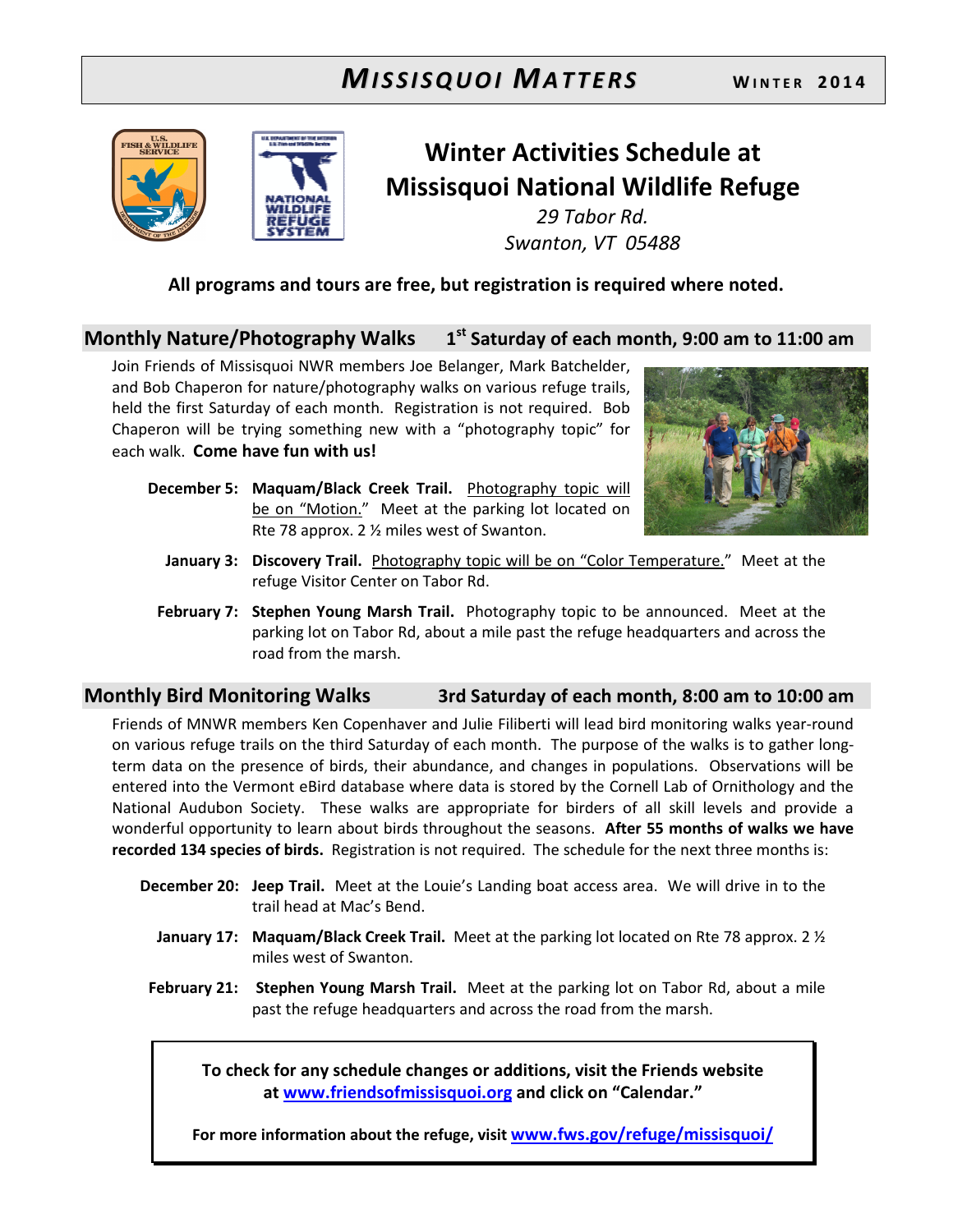# Winter Activities Schedule at Missisquoi National Wildlife Refuge

*29 Tabor Rd.*
*Swanton, VT 05488*

**All programs and tours are free, but registration is required where noted.**

## Monthly Nature/Photography Walks — 1st Saturday of each month, 9:00 am to 11:00 am

Join Friends of Missisquoi NWR members Joe Belanger, Mark Batchelder, and Bob Chaperon for nature/photography walks on various refuge trails, held the first Saturday of each month. Registration is not required. Bob Chaperon will be trying something new with a "photography topic" for each walk. **Come have fun with us!**

- **December 5:** **Maquam/Black Creek Trail.** Photography topic will be on "Motion." Meet at the parking lot located on Rte 78 approx. 2 ½ miles west of Swanton.
- **January 3:** **Discovery Trail.** Photography topic will be on "Color Temperature." Meet at the refuge Visitor Center on Tabor Rd.
- **February 7:** **Stephen Young Marsh Trail.** Photography topic to be announced. Meet at the parking lot on Tabor Rd, about a mile past the refuge headquarters and across the road from the marsh.

## Monthly Bird Monitoring Walks — 3rd Saturday of each month, 8:00 am to 10:00 am

Friends of MNWR members Ken Copenhaver and Julie Filiberti will lead bird monitoring walks year-round on various refuge trails on the third Saturday of each month. The purpose of the walks is to gather long-term data on the presence of birds, their abundance, and changes in populations. Observations will be entered into the Vermont eBird database where data is stored by the Cornell Lab of Ornithology and the National Audubon Society. These walks are appropriate for birders of all skill levels and provide a wonderful opportunity to learn about birds throughout the seasons. **After 55 months of walks we have recorded 134 species of birds.** Registration is not required. The schedule for the next three months is:

- **December 20:** **Jeep Trail.** Meet at the Louie's Landing boat access area. We will drive in to the trail head at Mac's Bend.
- **January 17:** **Maquam/Black Creek Trail.** Meet at the parking lot located on Rte 78 approx. 2 ½ miles west of Swanton.
- **February 21:** **Stephen Young Marsh Trail.** Meet at the parking lot on Tabor Rd, about a mile past the refuge headquarters and across the road from the marsh.

**To check for any schedule changes or additions, visit the Friends website at [www.friendsofmissisquoi.org](http://www.friendsofmissisquoi.org) and click on "Calendar."**

**For more information about the refuge, visit [www.fws.gov/refuge/missisquoi/](http://www.fws.gov/refuge/missisquoi/)**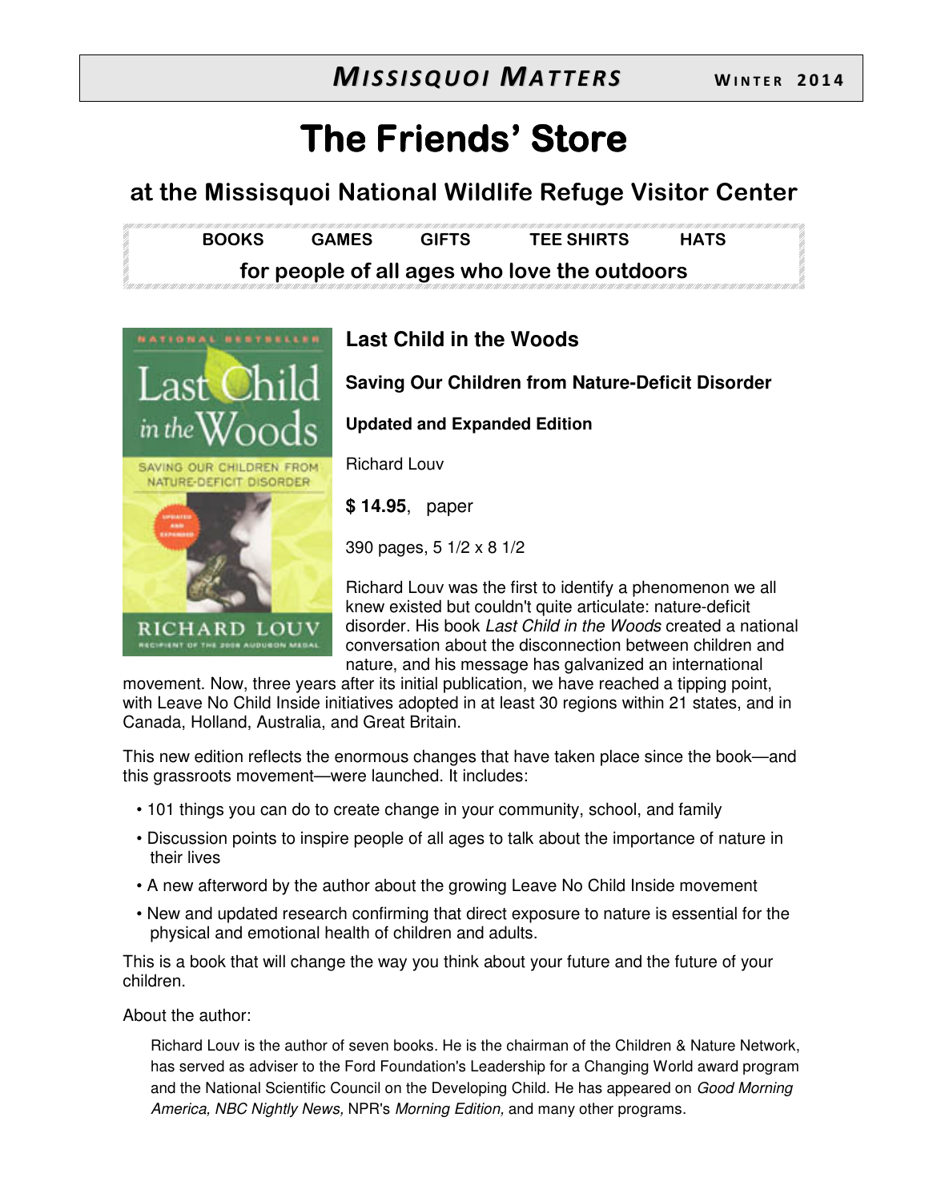# The Friends' Store

## at the Missisquoi National Wildlife Refuge Visitor Center

**BOOKS GAMES GIFTS TEE SHIRTS HATS**

**for people of all ages who love the outdoors**

### Last Child in the Woods

**Saving Our Children from Nature-Deficit Disorder**

**Updated and Expanded Edition**

Richard Louv

**$ 14.95**, paper

390 pages, 5 1/2 x 8 1/2

Richard Louv was the first to identify a phenomenon we all knew existed but couldn't quite articulate: nature-deficit disorder. His book *Last Child in the Woods* created a national conversation about the disconnection between children and nature, and his message has galvanized an international movement. Now, three years after its initial publication, we have reached a tipping point, with Leave No Child Inside initiatives adopted in at least 30 regions within 21 states, and in Canada, Holland, Australia, and Great Britain.

This new edition reflects the enormous changes that have taken place since the book—and this grassroots movement—were launched. It includes:

- 101 things you can do to create change in your community, school, and family
- Discussion points to inspire people of all ages to talk about the importance of nature in their lives
- A new afterword by the author about the growing Leave No Child Inside movement
- New and updated research confirming that direct exposure to nature is essential for the physical and emotional health of children and adults.

This is a book that will change the way you think about your future and the future of your children.

About the author:

> Richard Louv is the author of seven books. He is the chairman of the Children & Nature Network, has served as adviser to the Ford Foundation's Leadership for a Changing World award program and the National Scientific Council on the Developing Child. He has appeared on *Good Morning America, NBC Nightly News,* NPR's *Morning Edition,* and many other programs.